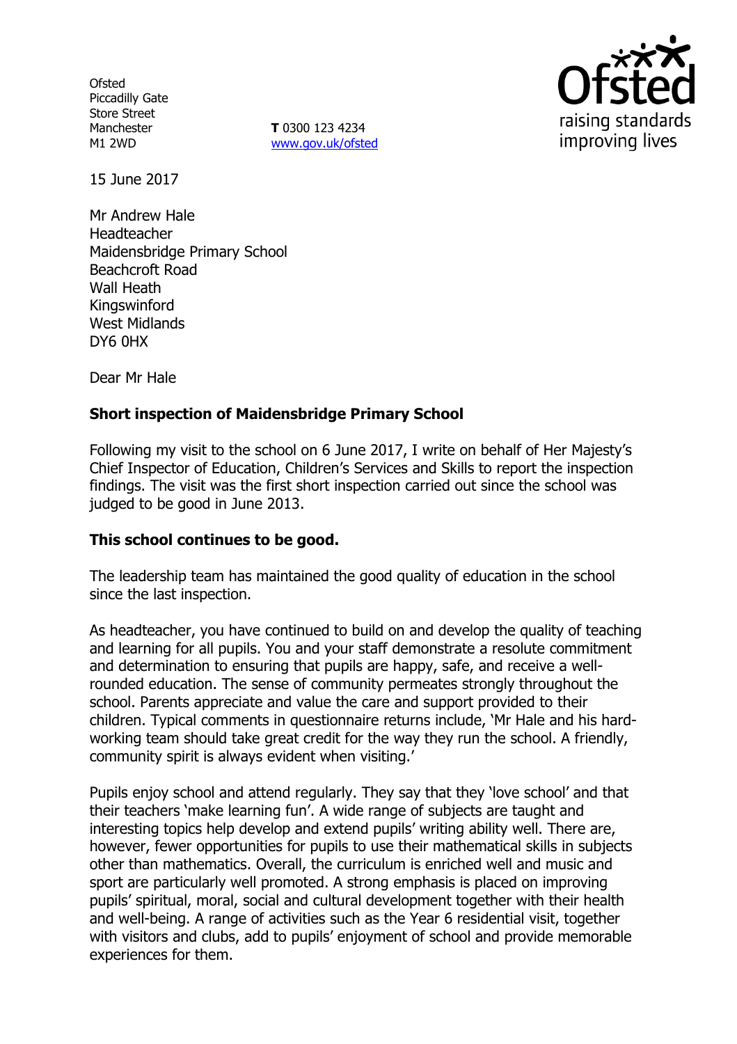Ofsted
Piccadilly Gate
Store Street
Manchester
M1 2WD

**T** 0300 123 4234
www.gov.uk/ofsted

15 June 2017

Mr Andrew Hale
Headteacher
Maidensbridge Primary School
Beachcroft Road
Wall Heath
Kingswinford
West Midlands
DY6 0HX

Dear Mr Hale

**Short inspection of Maidensbridge Primary School**

Following my visit to the school on 6 June 2017, I write on behalf of Her Majesty's Chief Inspector of Education, Children's Services and Skills to report the inspection findings. The visit was the first short inspection carried out since the school was judged to be good in June 2013.

**This school continues to be good.**

The leadership team has maintained the good quality of education in the school since the last inspection.

As headteacher, you have continued to build on and develop the quality of teaching and learning for all pupils. You and your staff demonstrate a resolute commitment and determination to ensuring that pupils are happy, safe, and receive a well-rounded education. The sense of community permeates strongly throughout the school. Parents appreciate and value the care and support provided to their children. Typical comments in questionnaire returns include, 'Mr Hale and his hard-working team should take great credit for the way they run the school. A friendly, community spirit is always evident when visiting.'

Pupils enjoy school and attend regularly. They say that they 'love school' and that their teachers 'make learning fun'. A wide range of subjects are taught and interesting topics help develop and extend pupils' writing ability well. There are, however, fewer opportunities for pupils to use their mathematical skills in subjects other than mathematics. Overall, the curriculum is enriched well and music and sport are particularly well promoted. A strong emphasis is placed on improving pupils' spiritual, moral, social and cultural development together with their health and well-being. A range of activities such as the Year 6 residential visit, together with visitors and clubs, add to pupils' enjoyment of school and provide memorable experiences for them.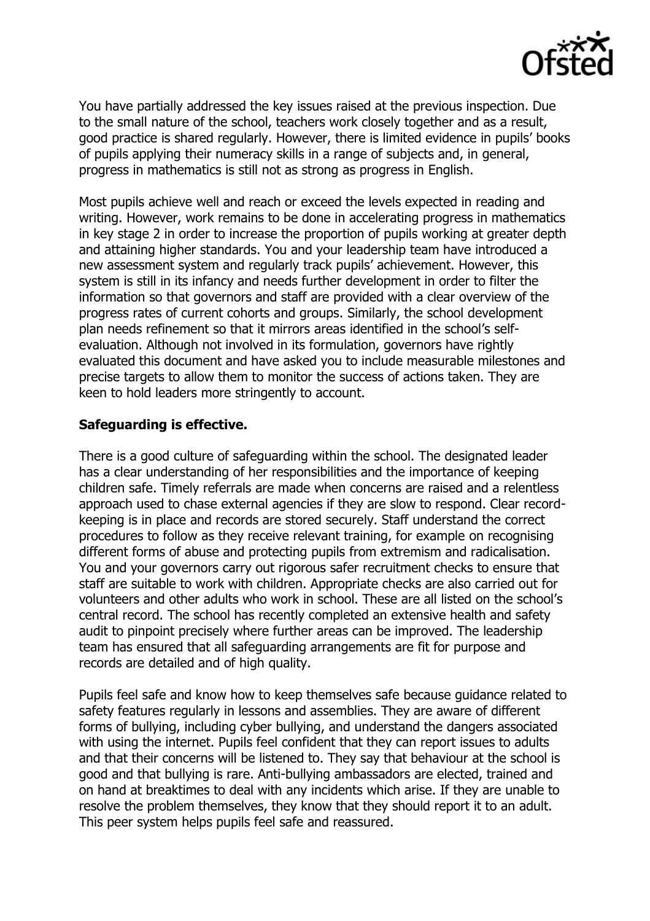You have partially addressed the key issues raised at the previous inspection. Due to the small nature of the school, teachers work closely together and as a result, good practice is shared regularly. However, there is limited evidence in pupils' books of pupils applying their numeracy skills in a range of subjects and, in general, progress in mathematics is still not as strong as progress in English.

Most pupils achieve well and reach or exceed the levels expected in reading and writing. However, work remains to be done in accelerating progress in mathematics in key stage 2 in order to increase the proportion of pupils working at greater depth and attaining higher standards. You and your leadership team have introduced a new assessment system and regularly track pupils' achievement. However, this system is still in its infancy and needs further development in order to filter the information so that governors and staff are provided with a clear overview of the progress rates of current cohorts and groups. Similarly, the school development plan needs refinement so that it mirrors areas identified in the school's self-evaluation. Although not involved in its formulation, governors have rightly evaluated this document and have asked you to include measurable milestones and precise targets to allow them to monitor the success of actions taken. They are keen to hold leaders more stringently to account.

**Safeguarding is effective.**

There is a good culture of safeguarding within the school. The designated leader has a clear understanding of her responsibilities and the importance of keeping children safe. Timely referrals are made when concerns are raised and a relentless approach used to chase external agencies if they are slow to respond. Clear record-keeping is in place and records are stored securely. Staff understand the correct procedures to follow as they receive relevant training, for example on recognising different forms of abuse and protecting pupils from extremism and radicalisation. You and your governors carry out rigorous safer recruitment checks to ensure that staff are suitable to work with children. Appropriate checks are also carried out for volunteers and other adults who work in school. These are all listed on the school's central record. The school has recently completed an extensive health and safety audit to pinpoint precisely where further areas can be improved. The leadership team has ensured that all safeguarding arrangements are fit for purpose and records are detailed and of high quality.

Pupils feel safe and know how to keep themselves safe because guidance related to safety features regularly in lessons and assemblies. They are aware of different forms of bullying, including cyber bullying, and understand the dangers associated with using the internet. Pupils feel confident that they can report issues to adults and that their concerns will be listened to. They say that behaviour at the school is good and that bullying is rare. Anti-bullying ambassadors are elected, trained and on hand at breaktimes to deal with any incidents which arise. If they are unable to resolve the problem themselves, they know that they should report it to an adult. This peer system helps pupils feel safe and reassured.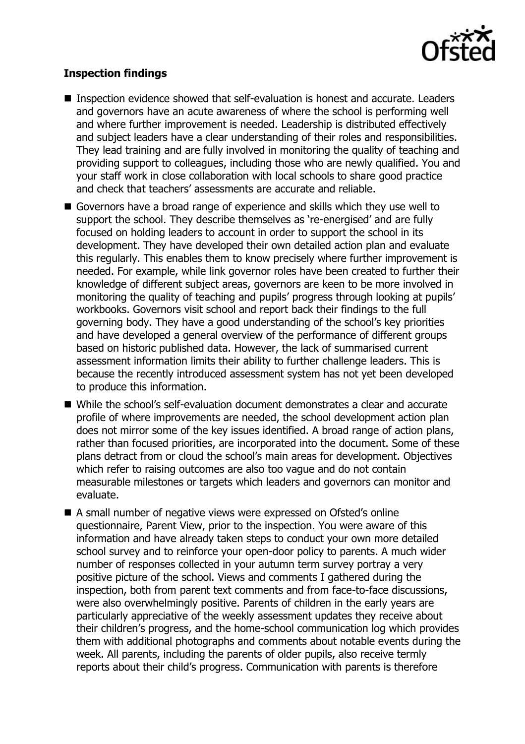**Inspection findings**

- Inspection evidence showed that self-evaluation is honest and accurate. Leaders and governors have an acute awareness of where the school is performing well and where further improvement is needed. Leadership is distributed effectively and subject leaders have a clear understanding of their roles and responsibilities. They lead training and are fully involved in monitoring the quality of teaching and providing support to colleagues, including those who are newly qualified. You and your staff work in close collaboration with local schools to share good practice and check that teachers' assessments are accurate and reliable.
- Governors have a broad range of experience and skills which they use well to support the school. They describe themselves as 're-energised' and are fully focused on holding leaders to account in order to support the school in its development. They have developed their own detailed action plan and evaluate this regularly. This enables them to know precisely where further improvement is needed. For example, while link governor roles have been created to further their knowledge of different subject areas, governors are keen to be more involved in monitoring the quality of teaching and pupils' progress through looking at pupils' workbooks. Governors visit school and report back their findings to the full governing body. They have a good understanding of the school's key priorities and have developed a general overview of the performance of different groups based on historic published data. However, the lack of summarised current assessment information limits their ability to further challenge leaders. This is because the recently introduced assessment system has not yet been developed to produce this information.
- While the school's self-evaluation document demonstrates a clear and accurate profile of where improvements are needed, the school development action plan does not mirror some of the key issues identified. A broad range of action plans, rather than focused priorities, are incorporated into the document. Some of these plans detract from or cloud the school's main areas for development. Objectives which refer to raising outcomes are also too vague and do not contain measurable milestones or targets which leaders and governors can monitor and evaluate.
- A small number of negative views were expressed on Ofsted's online questionnaire, Parent View, prior to the inspection. You were aware of this information and have already taken steps to conduct your own more detailed school survey and to reinforce your open-door policy to parents. A much wider number of responses collected in your autumn term survey portray a very positive picture of the school. Views and comments I gathered during the inspection, both from parent text comments and from face-to-face discussions, were also overwhelmingly positive. Parents of children in the early years are particularly appreciative of the weekly assessment updates they receive about their children's progress, and the home-school communication log which provides them with additional photographs and comments about notable events during the week. All parents, including the parents of older pupils, also receive termly reports about their child's progress. Communication with parents is therefore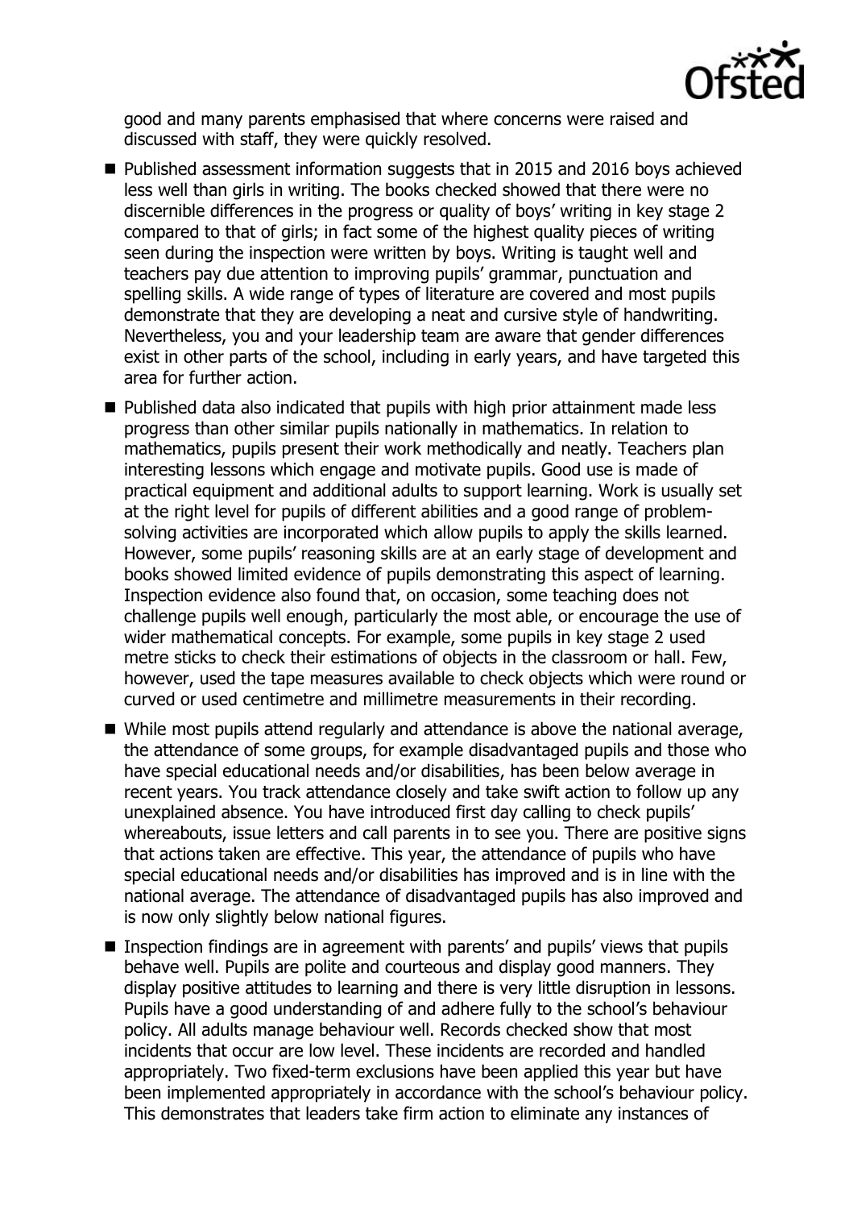good and many parents emphasised that where concerns were raised and discussed with staff, they were quickly resolved.

- Published assessment information suggests that in 2015 and 2016 boys achieved less well than girls in writing. The books checked showed that there were no discernible differences in the progress or quality of boys' writing in key stage 2 compared to that of girls; in fact some of the highest quality pieces of writing seen during the inspection were written by boys. Writing is taught well and teachers pay due attention to improving pupils' grammar, punctuation and spelling skills. A wide range of types of literature are covered and most pupils demonstrate that they are developing a neat and cursive style of handwriting. Nevertheless, you and your leadership team are aware that gender differences exist in other parts of the school, including in early years, and have targeted this area for further action.
- Published data also indicated that pupils with high prior attainment made less progress than other similar pupils nationally in mathematics. In relation to mathematics, pupils present their work methodically and neatly. Teachers plan interesting lessons which engage and motivate pupils. Good use is made of practical equipment and additional adults to support learning. Work is usually set at the right level for pupils of different abilities and a good range of problem-solving activities are incorporated which allow pupils to apply the skills learned. However, some pupils' reasoning skills are at an early stage of development and books showed limited evidence of pupils demonstrating this aspect of learning. Inspection evidence also found that, on occasion, some teaching does not challenge pupils well enough, particularly the most able, or encourage the use of wider mathematical concepts. For example, some pupils in key stage 2 used metre sticks to check their estimations of objects in the classroom or hall. Few, however, used the tape measures available to check objects which were round or curved or used centimetre and millimetre measurements in their recording.
- While most pupils attend regularly and attendance is above the national average, the attendance of some groups, for example disadvantaged pupils and those who have special educational needs and/or disabilities, has been below average in recent years. You track attendance closely and take swift action to follow up any unexplained absence. You have introduced first day calling to check pupils' whereabouts, issue letters and call parents in to see you. There are positive signs that actions taken are effective. This year, the attendance of pupils who have special educational needs and/or disabilities has improved and is in line with the national average. The attendance of disadvantaged pupils has also improved and is now only slightly below national figures.
- Inspection findings are in agreement with parents' and pupils' views that pupils behave well. Pupils are polite and courteous and display good manners. They display positive attitudes to learning and there is very little disruption in lessons. Pupils have a good understanding of and adhere fully to the school's behaviour policy. All adults manage behaviour well. Records checked show that most incidents that occur are low level. These incidents are recorded and handled appropriately. Two fixed-term exclusions have been applied this year but have been implemented appropriately in accordance with the school's behaviour policy. This demonstrates that leaders take firm action to eliminate any instances of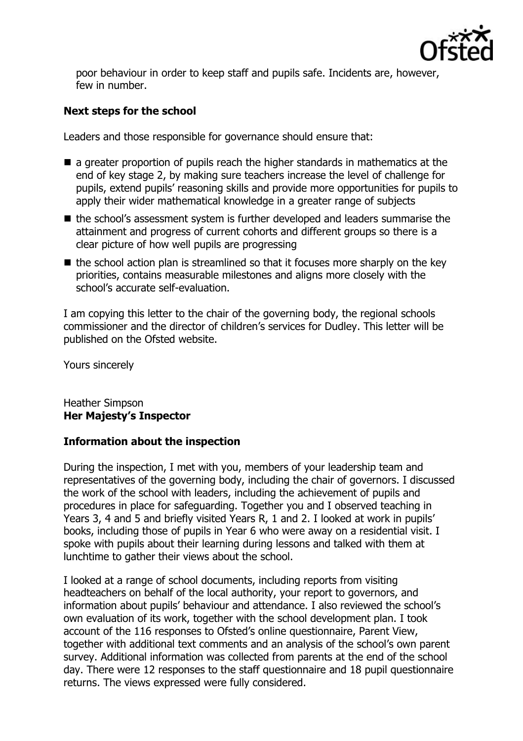poor behaviour in order to keep staff and pupils safe. Incidents are, however, few in number.

**Next steps for the school**

Leaders and those responsible for governance should ensure that:

- a greater proportion of pupils reach the higher standards in mathematics at the end of key stage 2, by making sure teachers increase the level of challenge for pupils, extend pupils' reasoning skills and provide more opportunities for pupils to apply their wider mathematical knowledge in a greater range of subjects
- the school's assessment system is further developed and leaders summarise the attainment and progress of current cohorts and different groups so there is a clear picture of how well pupils are progressing
- the school action plan is streamlined so that it focuses more sharply on the key priorities, contains measurable milestones and aligns more closely with the school's accurate self-evaluation.

I am copying this letter to the chair of the governing body, the regional schools commissioner and the director of children's services for Dudley. This letter will be published on the Ofsted website.

Yours sincerely

Heather Simpson
**Her Majesty's Inspector**

**Information about the inspection**

During the inspection, I met with you, members of your leadership team and representatives of the governing body, including the chair of governors. I discussed the work of the school with leaders, including the achievement of pupils and procedures in place for safeguarding. Together you and I observed teaching in Years 3, 4 and 5 and briefly visited Years R, 1 and 2. I looked at work in pupils' books, including those of pupils in Year 6 who were away on a residential visit. I spoke with pupils about their learning during lessons and talked with them at lunchtime to gather their views about the school.

I looked at a range of school documents, including reports from visiting headteachers on behalf of the local authority, your report to governors, and information about pupils' behaviour and attendance. I also reviewed the school's own evaluation of its work, together with the school development plan. I took account of the 116 responses to Ofsted's online questionnaire, Parent View, together with additional text comments and an analysis of the school's own parent survey. Additional information was collected from parents at the end of the school day. There were 12 responses to the staff questionnaire and 18 pupil questionnaire returns. The views expressed were fully considered.